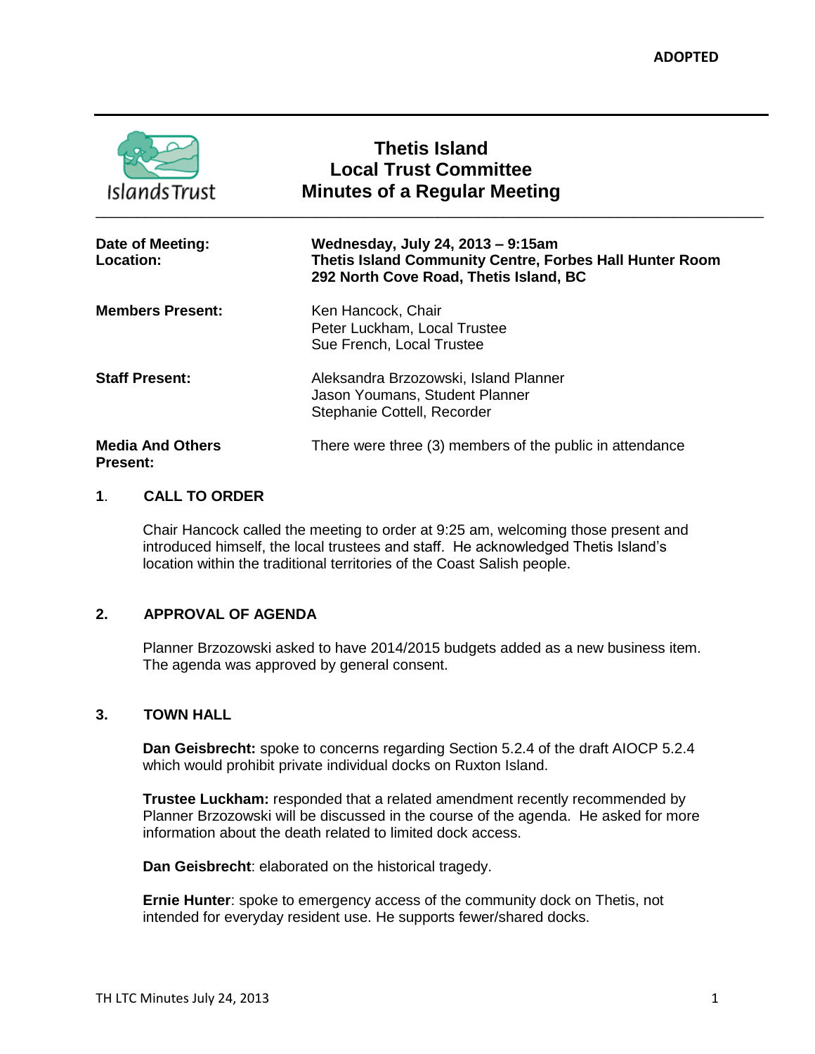**ADOPTED**

# Thetis Island
# Local Trust Committee
# Minutes of a Regular Meeting

| | |
|---|---|
| **Date of Meeting:** | **Wednesday, July 24, 2013 – 9:15am** |
| **Location:** | **Thetis Island Community Centre, Forbes Hall Hunter Room 292 North Cove Road, Thetis Island, BC** |
| **Members Present:** | Ken Hancock, Chair<br>Peter Luckham, Local Trustee<br>Sue French, Local Trustee |
| **Staff Present:** | Aleksandra Brzozowski, Island Planner<br>Jason Youmans, Student Planner<br>Stephanie Cottell, Recorder |
| **Media And Others Present:** | There were three (3) members of the public in attendance |

## 1. CALL TO ORDER

Chair Hancock called the meeting to order at 9:25 am, welcoming those present and introduced himself, the local trustees and staff. He acknowledged Thetis Island's location within the traditional territories of the Coast Salish people.

## 2. APPROVAL OF AGENDA

Planner Brzozowski asked to have 2014/2015 budgets added as a new business item. The agenda was approved by general consent.

## 3. TOWN HALL

**Dan Geisbrecht:** spoke to concerns regarding Section 5.2.4 of the draft AIOCP 5.2.4 which would prohibit private individual docks on Ruxton Island.

**Trustee Luckham:** responded that a related amendment recently recommended by Planner Brzozowski will be discussed in the course of the agenda. He asked for more information about the death related to limited dock access.

**Dan Geisbrecht**: elaborated on the historical tragedy.

**Ernie Hunter**: spoke to emergency access of the community dock on Thetis, not intended for everyday resident use. He supports fewer/shared docks.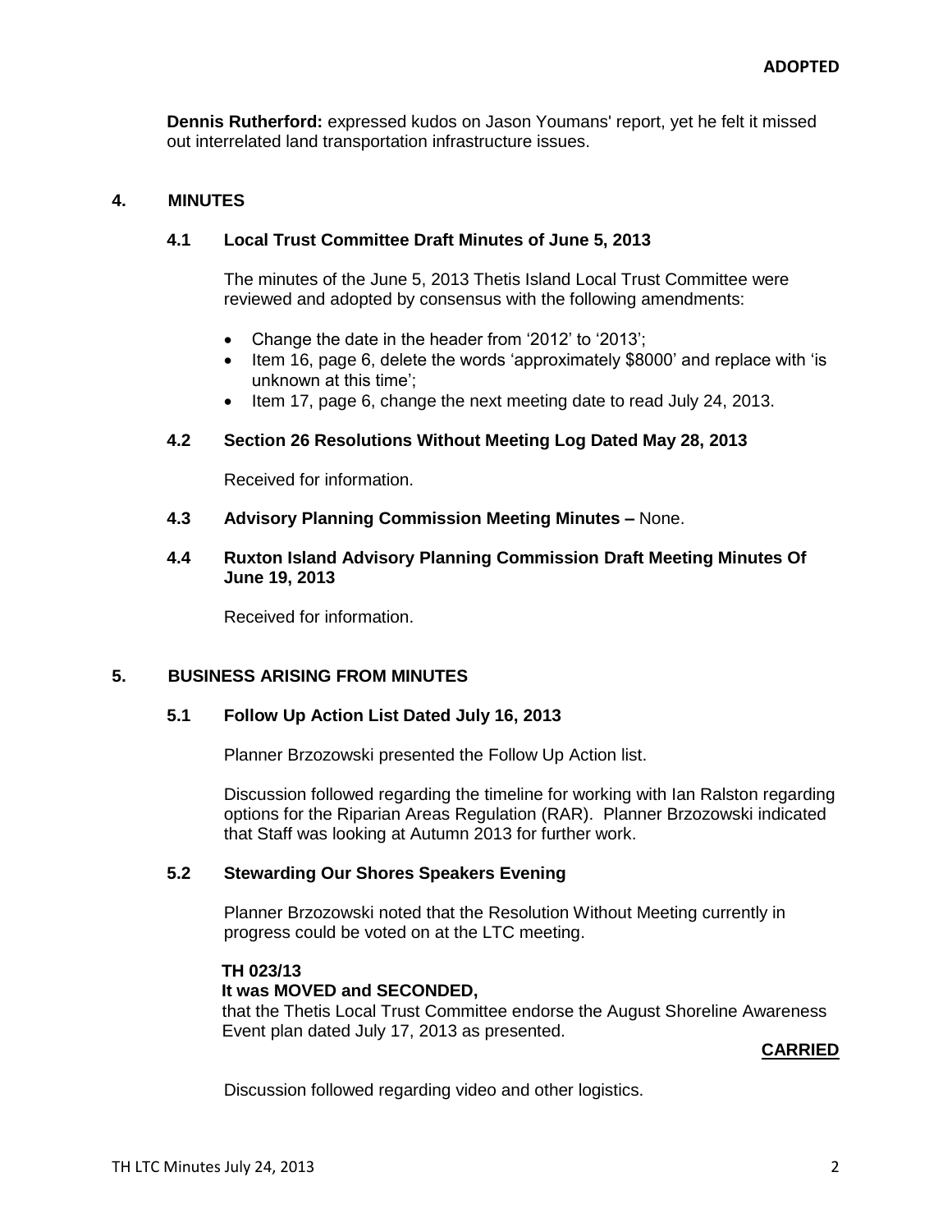**ADOPTED**

**Dennis Rutherford:** expressed kudos on Jason Youmans' report, yet he felt it missed out interrelated land transportation infrastructure issues.

## 4. MINUTES

### 4.1 Local Trust Committee Draft Minutes of June 5, 2013

The minutes of the June 5, 2013 Thetis Island Local Trust Committee were reviewed and adopted by consensus with the following amendments:

- Change the date in the header from '2012' to '2013';
- Item 16, page 6, delete the words 'approximately $8000' and replace with 'is unknown at this time';
- Item 17, page 6, change the next meeting date to read July 24, 2013.

### 4.2 Section 26 Resolutions Without Meeting Log Dated May 28, 2013

Received for information.

### 4.3 Advisory Planning Commission Meeting Minutes – None.

### 4.4 Ruxton Island Advisory Planning Commission Draft Meeting Minutes Of June 19, 2013

Received for information.

## 5. BUSINESS ARISING FROM MINUTES

### 5.1 Follow Up Action List Dated July 16, 2013

Planner Brzozowski presented the Follow Up Action list.

Discussion followed regarding the timeline for working with Ian Ralston regarding options for the Riparian Areas Regulation (RAR). Planner Brzozowski indicated that Staff was looking at Autumn 2013 for further work.

### 5.2 Stewarding Our Shores Speakers Evening

Planner Brzozowski noted that the Resolution Without Meeting currently in progress could be voted on at the LTC meeting.

**TH 023/13**
**It was MOVED and SECONDED,**
that the Thetis Local Trust Committee endorse the August Shoreline Awareness Event plan dated July 17, 2013 as presented.

**CARRIED**

Discussion followed regarding video and other logistics.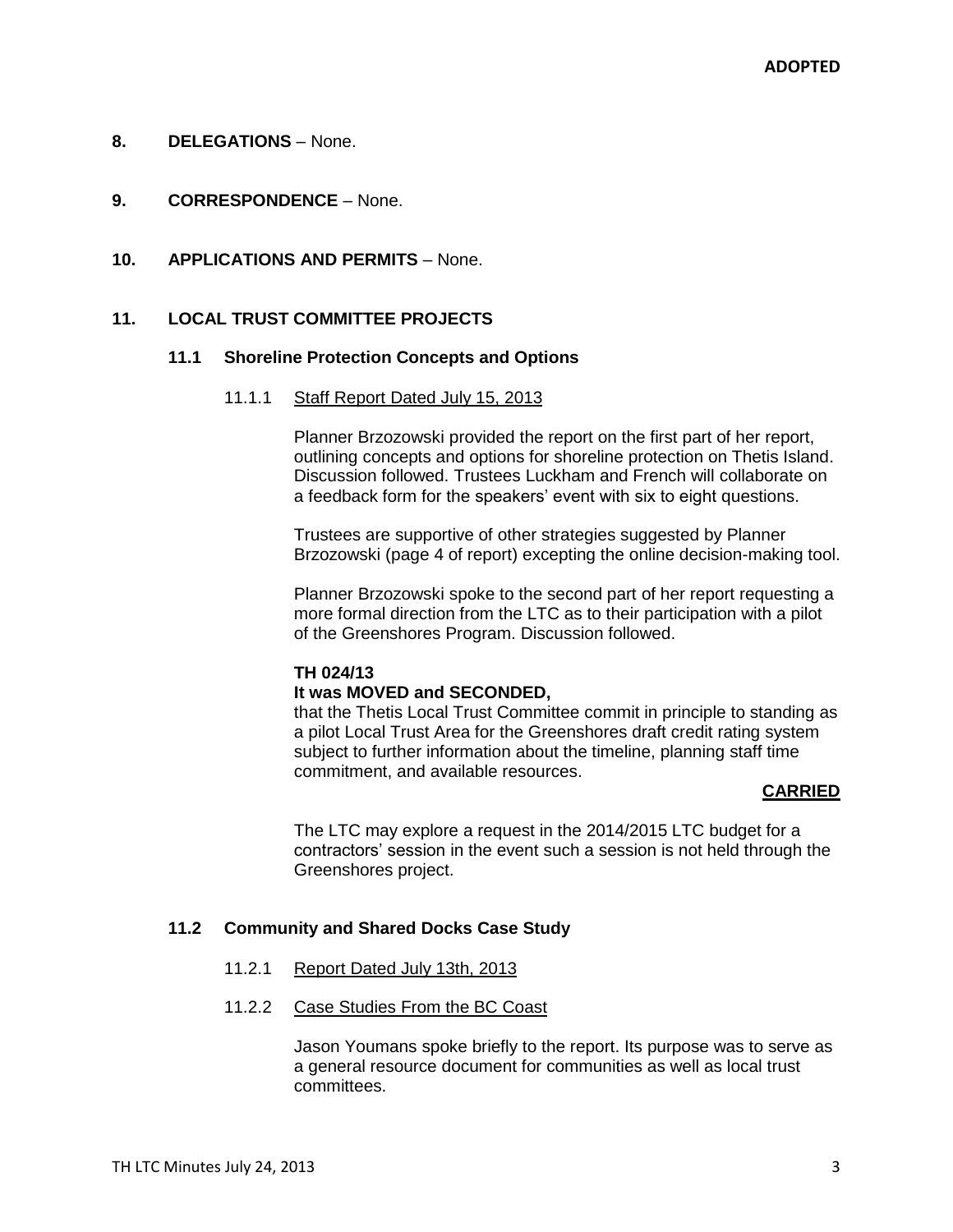**ADOPTED**

## 8. DELEGATIONS – None.

## 9. CORRESPONDENCE – None.

## 10. APPLICATIONS AND PERMITS – None.

## 11. LOCAL TRUST COMMITTEE PROJECTS

### 11.1 Shoreline Protection Concepts and Options

11.1.1 Staff Report Dated July 15, 2013

Planner Brzozowski provided the report on the first part of her report, outlining concepts and options for shoreline protection on Thetis Island. Discussion followed. Trustees Luckham and French will collaborate on a feedback form for the speakers' event with six to eight questions.

Trustees are supportive of other strategies suggested by Planner Brzozowski (page 4 of report) excepting the online decision-making tool.

Planner Brzozowski spoke to the second part of her report requesting a more formal direction from the LTC as to their participation with a pilot of the Greenshores Program. Discussion followed.

**TH 024/13**
**It was MOVED and SECONDED,**
that the Thetis Local Trust Committee commit in principle to standing as a pilot Local Trust Area for the Greenshores draft credit rating system subject to further information about the timeline, planning staff time commitment, and available resources.

**CARRIED**

The LTC may explore a request in the 2014/2015 LTC budget for a contractors' session in the event such a session is not held through the Greenshores project.

### 11.2 Community and Shared Docks Case Study

11.2.1 Report Dated July 13th, 2013

11.2.2 Case Studies From the BC Coast

Jason Youmans spoke briefly to the report. Its purpose was to serve as a general resource document for communities as well as local trust committees.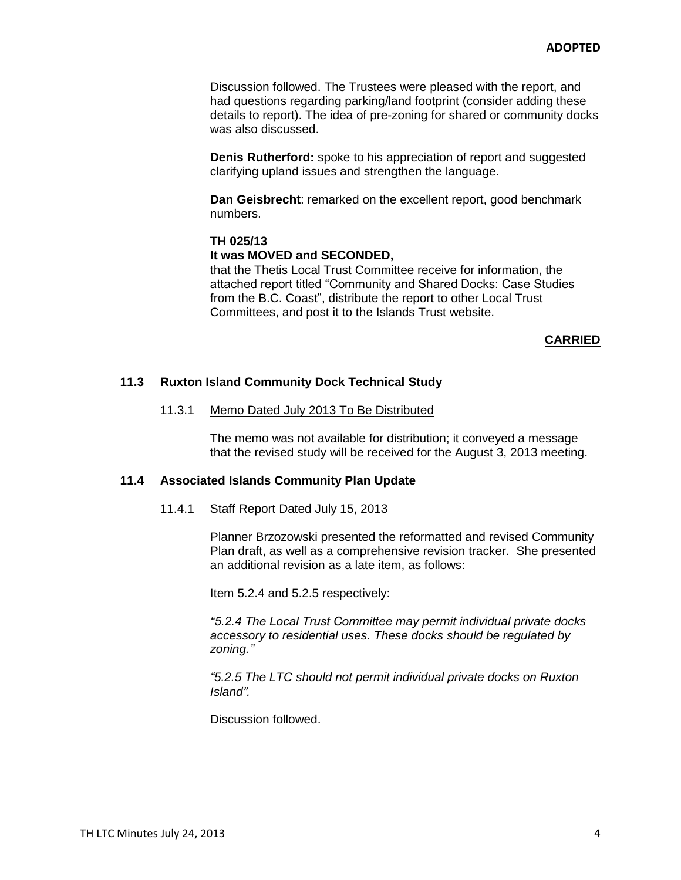**ADOPTED**

Discussion followed. The Trustees were pleased with the report, and had questions regarding parking/land footprint (consider adding these details to report). The idea of pre-zoning for shared or community docks was also discussed.

**Denis Rutherford:** spoke to his appreciation of report and suggested clarifying upland issues and strengthen the language.

**Dan Geisbrecht**: remarked on the excellent report, good benchmark numbers.

**TH 025/13**
**It was MOVED and SECONDED,**
that the Thetis Local Trust Committee receive for information, the attached report titled "Community and Shared Docks: Case Studies from the B.C. Coast", distribute the report to other Local Trust Committees, and post it to the Islands Trust website.

**CARRIED**

### 11.3 Ruxton Island Community Dock Technical Study

11.3.1 Memo Dated July 2013 To Be Distributed

The memo was not available for distribution; it conveyed a message that the revised study will be received for the August 3, 2013 meeting.

### 11.4 Associated Islands Community Plan Update

11.4.1 Staff Report Dated July 15, 2013

Planner Brzozowski presented the reformatted and revised Community Plan draft, as well as a comprehensive revision tracker. She presented an additional revision as a late item, as follows:

Item 5.2.4 and 5.2.5 respectively:

*"5.2.4 The Local Trust Committee may permit individual private docks accessory to residential uses. These docks should be regulated by zoning."*

*"5.2.5 The LTC should not permit individual private docks on Ruxton Island".*

Discussion followed.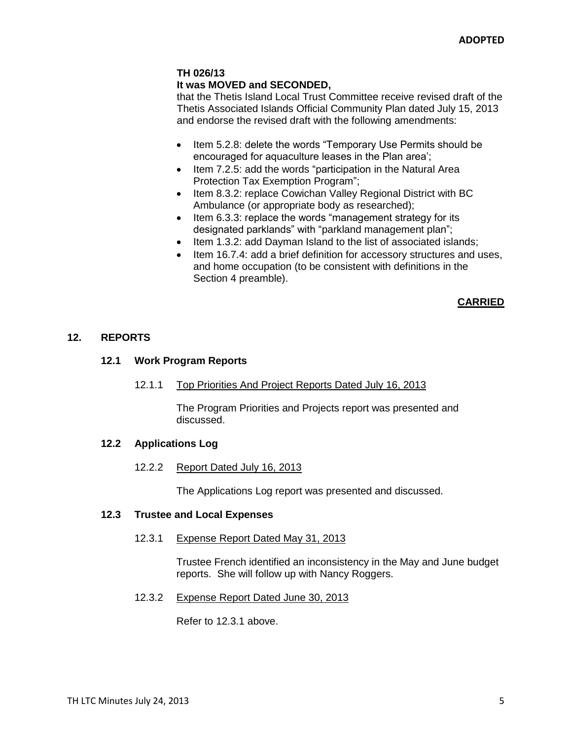**ADOPTED**

**TH 026/13**
**It was MOVED and SECONDED,**
that the Thetis Island Local Trust Committee receive revised draft of the Thetis Associated Islands Official Community Plan dated July 15, 2013 and endorse the revised draft with the following amendments:

- Item 5.2.8: delete the words "Temporary Use Permits should be encouraged for aquaculture leases in the Plan area';
- Item 7.2.5: add the words "participation in the Natural Area Protection Tax Exemption Program";
- Item 8.3.2: replace Cowichan Valley Regional District with BC Ambulance (or appropriate body as researched);
- Item 6.3.3: replace the words "management strategy for its designated parklands" with "parkland management plan";
- Item 1.3.2: add Dayman Island to the list of associated islands;
- Item 16.7.4: add a brief definition for accessory structures and uses, and home occupation (to be consistent with definitions in the Section 4 preamble).

**CARRIED**

## 12. REPORTS

### 12.1 Work Program Reports

12.1.1 Top Priorities And Project Reports Dated July 16, 2013

The Program Priorities and Projects report was presented and discussed.

### 12.2 Applications Log

12.2.2 Report Dated July 16, 2013

The Applications Log report was presented and discussed.

### 12.3 Trustee and Local Expenses

12.3.1 Expense Report Dated May 31, 2013

Trustee French identified an inconsistency in the May and June budget reports. She will follow up with Nancy Roggers.

12.3.2 Expense Report Dated June 30, 2013

Refer to 12.3.1 above.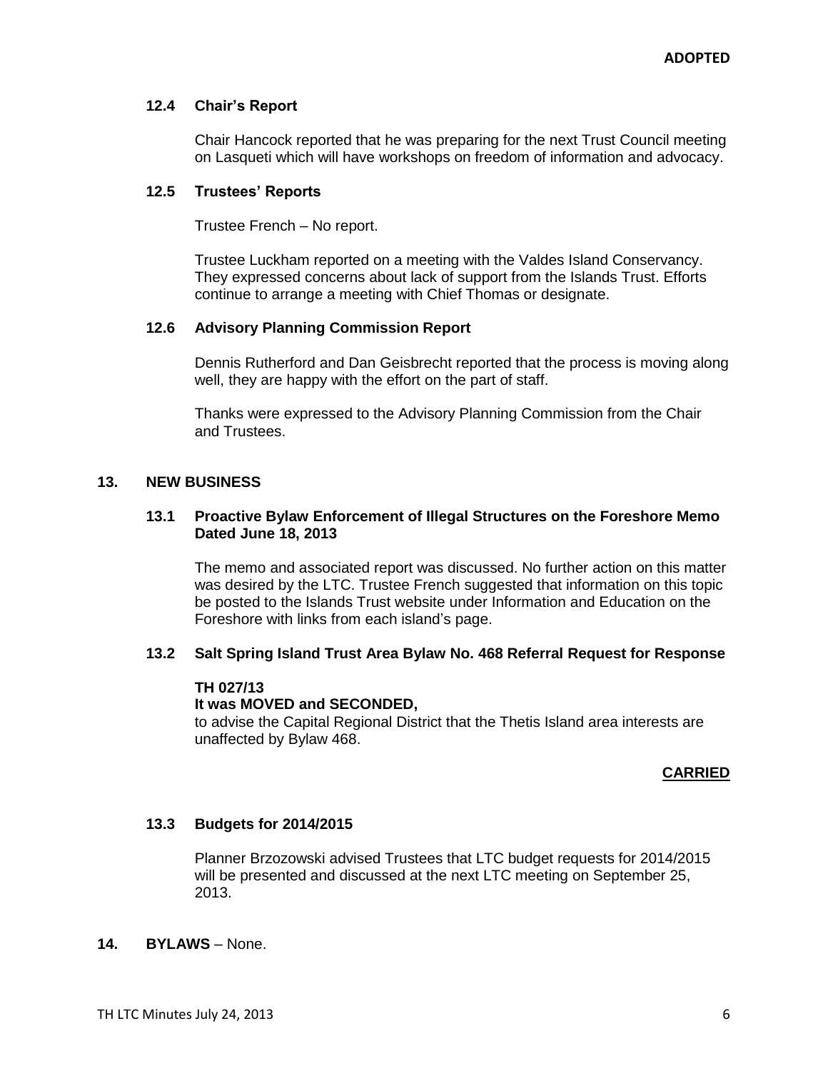**ADOPTED**

### 12.4 Chair's Report

Chair Hancock reported that he was preparing for the next Trust Council meeting on Lasqueti which will have workshops on freedom of information and advocacy.

### 12.5 Trustees' Reports

Trustee French – No report.

Trustee Luckham reported on a meeting with the Valdes Island Conservancy. They expressed concerns about lack of support from the Islands Trust. Efforts continue to arrange a meeting with Chief Thomas or designate.

### 12.6 Advisory Planning Commission Report

Dennis Rutherford and Dan Geisbrecht reported that the process is moving along well, they are happy with the effort on the part of staff.

Thanks were expressed to the Advisory Planning Commission from the Chair and Trustees.

## 13. NEW BUSINESS

### 13.1 Proactive Bylaw Enforcement of Illegal Structures on the Foreshore Memo Dated June 18, 2013

The memo and associated report was discussed. No further action on this matter was desired by the LTC. Trustee French suggested that information on this topic be posted to the Islands Trust website under Information and Education on the Foreshore with links from each island's page.

### 13.2 Salt Spring Island Trust Area Bylaw No. 468 Referral Request for Response

**TH 027/13**
**It was MOVED and SECONDED,**
to advise the Capital Regional District that the Thetis Island area interests are unaffected by Bylaw 468.

**CARRIED**

### 13.3 Budgets for 2014/2015

Planner Brzozowski advised Trustees that LTC budget requests for 2014/2015 will be presented and discussed at the next LTC meeting on September 25, 2013.

## 14. BYLAWS – None.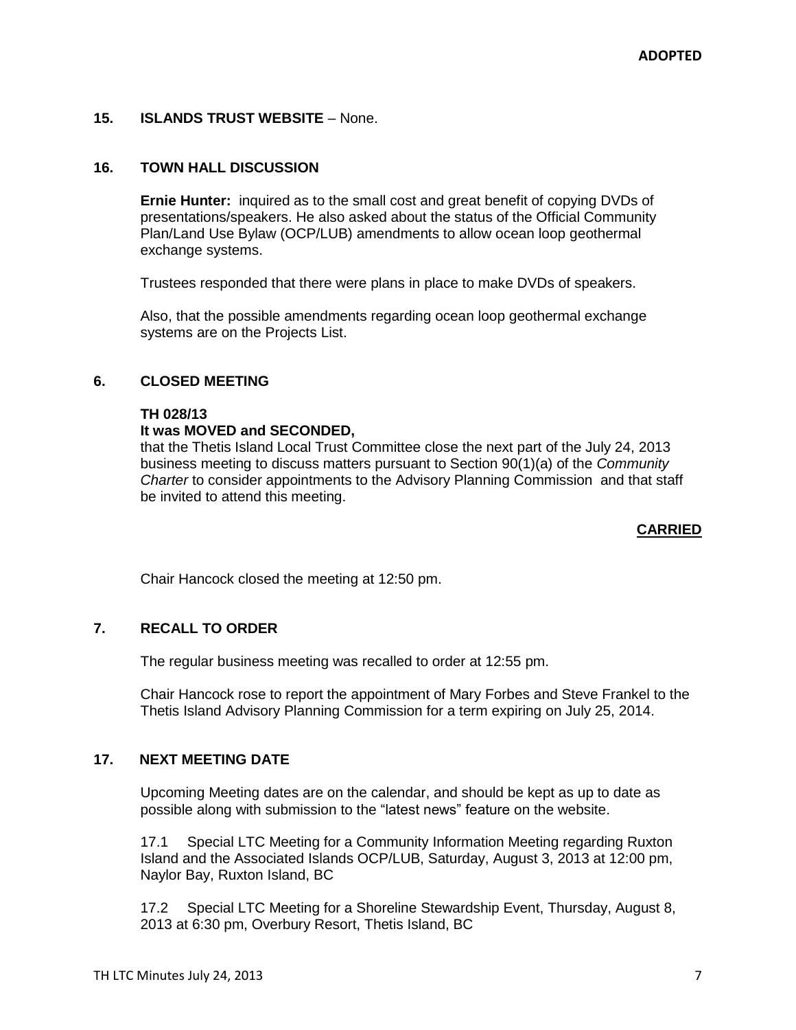**ADOPTED**

## 15. ISLANDS TRUST WEBSITE – None.

## 16. TOWN HALL DISCUSSION

**Ernie Hunter:** inquired as to the small cost and great benefit of copying DVDs of presentations/speakers. He also asked about the status of the Official Community Plan/Land Use Bylaw (OCP/LUB) amendments to allow ocean loop geothermal exchange systems.

Trustees responded that there were plans in place to make DVDs of speakers.

Also, that the possible amendments regarding ocean loop geothermal exchange systems are on the Projects List.

## 6. CLOSED MEETING

**TH 028/13**
**It was MOVED and SECONDED,**
that the Thetis Island Local Trust Committee close the next part of the July 24, 2013 business meeting to discuss matters pursuant to Section 90(1)(a) of the *Community Charter* to consider appointments to the Advisory Planning Commission and that staff be invited to attend this meeting.

**CARRIED**

Chair Hancock closed the meeting at 12:50 pm.

## 7. RECALL TO ORDER

The regular business meeting was recalled to order at 12:55 pm.

Chair Hancock rose to report the appointment of Mary Forbes and Steve Frankel to the Thetis Island Advisory Planning Commission for a term expiring on July 25, 2014.

## 17. NEXT MEETING DATE

Upcoming Meeting dates are on the calendar, and should be kept as up to date as possible along with submission to the "latest news" feature on the website.

17.1 Special LTC Meeting for a Community Information Meeting regarding Ruxton Island and the Associated Islands OCP/LUB, Saturday, August 3, 2013 at 12:00 pm, Naylor Bay, Ruxton Island, BC

17.2 Special LTC Meeting for a Shoreline Stewardship Event, Thursday, August 8, 2013 at 6:30 pm, Overbury Resort, Thetis Island, BC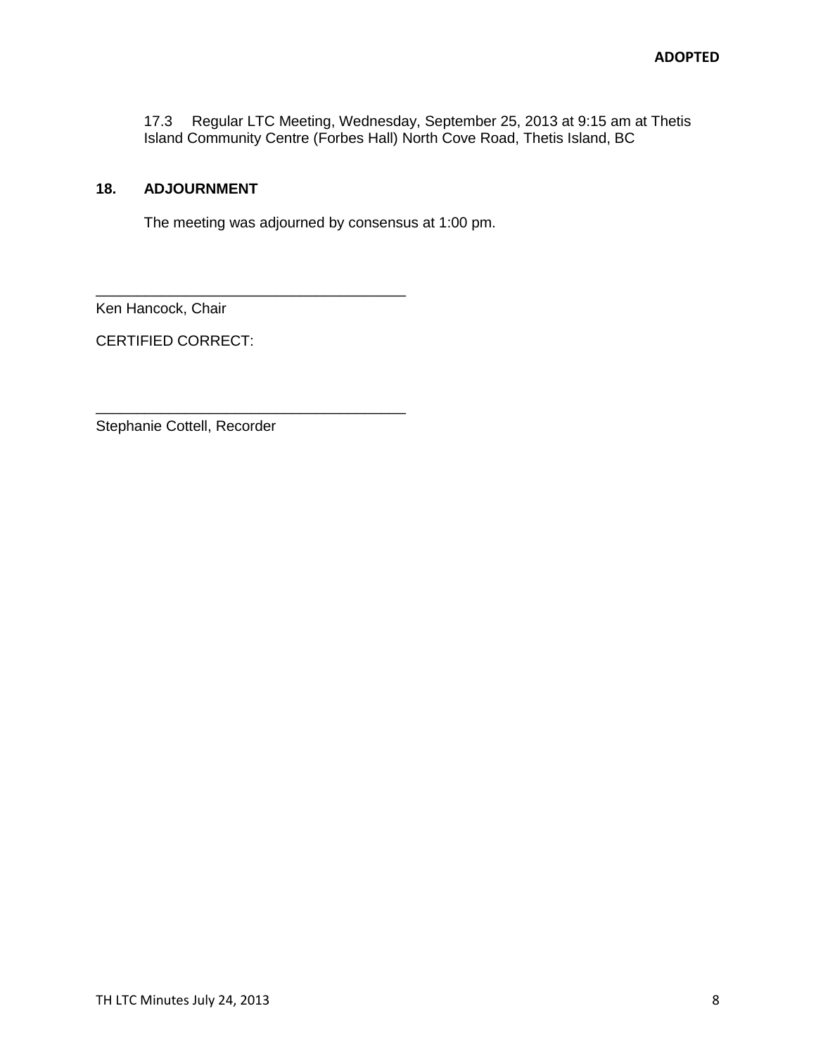**ADOPTED**

17.3 Regular LTC Meeting, Wednesday, September 25, 2013 at 9:15 am at Thetis Island Community Centre (Forbes Hall) North Cove Road, Thetis Island, BC

## 18. ADJOURNMENT

The meeting was adjourned by consensus at 1:00 pm.

\_\_\_\_\_\_\_\_\_\_\_\_\_\_\_\_\_\_\_\_\_\_\_\_\_\_\_\_\_\_\_\_\_\_\_\_\_\_

Ken Hancock, Chair

CERTIFIED CORRECT:

\_\_\_\_\_\_\_\_\_\_\_\_\_\_\_\_\_\_\_\_\_\_\_\_\_\_\_\_\_\_\_\_\_\_\_\_\_\_

Stephanie Cottell, Recorder